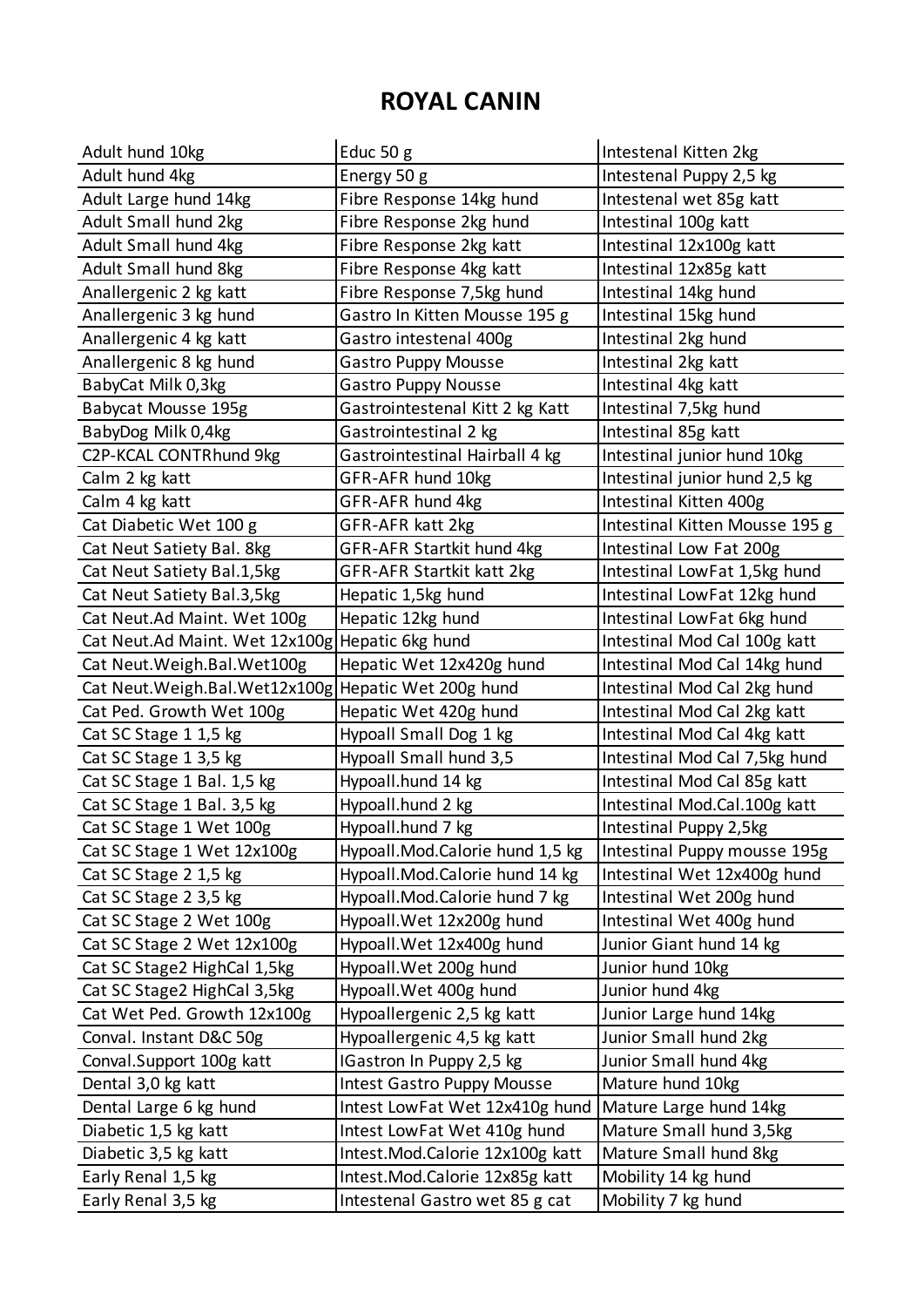# ROYAL CANIN

| | | |
|---|---|---|
| Adult hund 10kg | Educ 50 g | Intestenal Kitten 2kg |
| Adult hund 4kg | Energy 50 g | Intestenal Puppy 2,5 kg |
| Adult Large hund 14kg | Fibre Response 14kg hund | Intestenal wet 85g katt |
| Adult Small hund 2kg | Fibre Response 2kg hund | Intestinal 100g katt |
| Adult Small hund 4kg | Fibre Response 2kg katt | Intestinal 12x100g katt |
| Adult Small hund 8kg | Fibre Response 4kg katt | Intestinal 12x85g katt |
| Anallergenic 2 kg katt | Fibre Response 7,5kg hund | Intestinal 14kg hund |
| Anallergenic 3 kg hund | Gastro In Kitten Mousse 195 g | Intestinal 15kg hund |
| Anallergenic 4 kg katt | Gastro intestenal 400g | Intestinal 2kg hund |
| Anallergenic 8 kg hund | Gastro Puppy Mousse | Intestinal 2kg katt |
| BabyCat Milk 0,3kg | Gastro Puppy Nousse | Intestinal 4kg katt |
| Babycat Mousse 195g | Gastrointestenal Kitt 2 kg Katt | Intestinal 7,5kg hund |
| BabyDog Milk 0,4kg | Gastrointestinal 2 kg | Intestinal 85g katt |
| C2P-KCAL CONTRhund 9kg | Gastrointestinal Hairball 4 kg | Intestinal junior hund 10kg |
| Calm 2 kg katt | GFR-AFR hund 10kg | Intestinal junior hund 2,5 kg |
| Calm 4 kg katt | GFR-AFR hund 4kg | Intestinal Kitten 400g |
| Cat Diabetic Wet 100 g | GFR-AFR katt 2kg | Intestinal Kitten Mousse 195 g |
| Cat Neut Satiety Bal. 8kg | GFR-AFR Startkit hund 4kg | Intestinal Low Fat 200g |
| Cat Neut Satiety Bal.1,5kg | GFR-AFR Startkit katt 2kg | Intestinal LowFat 1,5kg hund |
| Cat Neut Satiety Bal.3,5kg | Hepatic 1,5kg hund | Intestinal LowFat 12kg hund |
| Cat Neut.Ad Maint. Wet 100g | Hepatic 12kg hund | Intestinal LowFat 6kg hund |
| Cat Neut.Ad Maint. Wet 12x100g | Hepatic 6kg hund | Intestinal Mod Cal 100g katt |
| Cat Neut.Weigh.Bal.Wet100g | Hepatic Wet 12x420g hund | Intestinal Mod Cal 14kg hund |
| Cat Neut.Weigh.Bal.Wet12x100g | Hepatic Wet 200g hund | Intestinal Mod Cal 2kg hund |
| Cat Ped. Growth Wet 100g | Hepatic Wet 420g hund | Intestinal Mod Cal 2kg katt |
| Cat SC Stage 1 1,5 kg | Hypoall Small Dog 1 kg | Intestinal Mod Cal 4kg katt |
| Cat SC Stage 1 3,5 kg | Hypoall Small hund 3,5 | Intestinal Mod Cal 7,5kg hund |
| Cat SC Stage 1 Bal. 1,5 kg | Hypoall.hund 14 kg | Intestinal Mod Cal 85g katt |
| Cat SC Stage 1 Bal. 3,5 kg | Hypoall.hund 2 kg | Intestinal Mod.Cal.100g katt |
| Cat SC Stage 1 Wet 100g | Hypoall.hund 7 kg | Intestinal Puppy 2,5kg |
| Cat SC Stage 1 Wet 12x100g | Hypoall.Mod.Calorie hund 1,5 kg | Intestinal Puppy mousse 195g |
| Cat SC Stage 2 1,5 kg | Hypoall.Mod.Calorie hund 14 kg | Intestinal Wet 12x400g hund |
| Cat SC Stage 2 3,5 kg | Hypoall.Mod.Calorie hund 7 kg | Intestinal Wet 200g hund |
| Cat SC Stage 2 Wet 100g | Hypoall.Wet 12x200g hund | Intestinal Wet 400g hund |
| Cat SC Stage 2 Wet 12x100g | Hypoall.Wet 12x400g hund | Junior Giant hund 14 kg |
| Cat SC Stage2 HighCal 1,5kg | Hypoall.Wet 200g hund | Junior hund 10kg |
| Cat SC Stage2 HighCal 3,5kg | Hypoall.Wet 400g hund | Junior hund 4kg |
| Cat Wet Ped. Growth 12x100g | Hypoallergenic 2,5 kg katt | Junior Large hund 14kg |
| Conval. Instant D&C 50g | Hypoallergenic 4,5 kg katt | Junior Small hund 2kg |
| Conval.Support 100g katt | IGastron In Puppy 2,5 kg | Junior Small hund 4kg |
| Dental 3,0 kg katt | Intest Gastro Puppy Mousse | Mature hund 10kg |
| Dental Large 6 kg hund | Intest LowFat Wet 12x410g hund | Mature Large hund 14kg |
| Diabetic 1,5 kg katt | Intest LowFat Wet 410g hund | Mature Small hund 3,5kg |
| Diabetic 3,5 kg katt | Intest.Mod.Calorie 12x100g katt | Mature Small hund 8kg |
| Early Renal 1,5 kg | Intest.Mod.Calorie 12x85g katt | Mobility 14 kg hund |
| Early Renal 3,5 kg | Intestenal Gastro wet 85 g cat | Mobility 7 kg hund |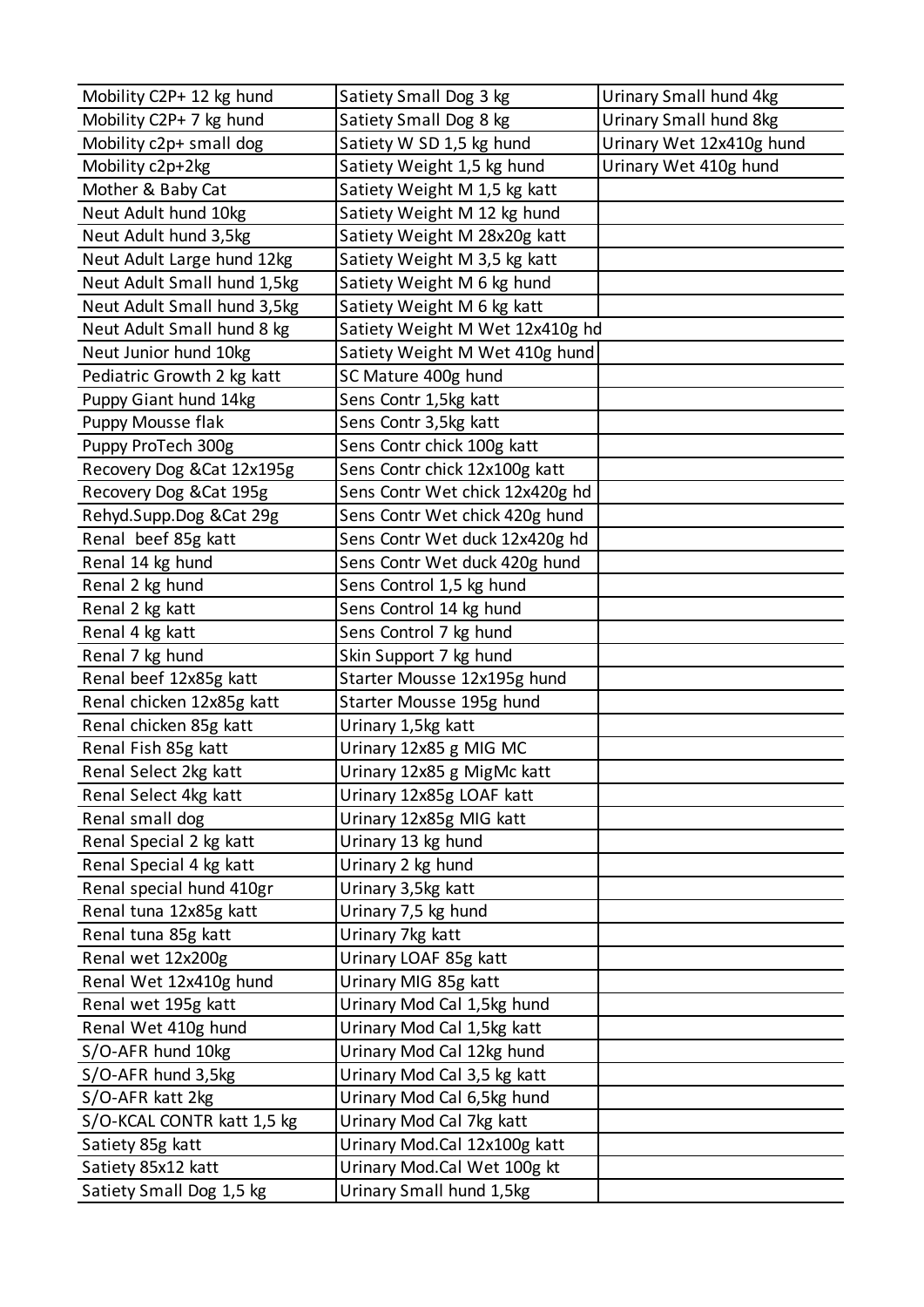| | | |
|---|---|---|
| Mobility C2P+ 12 kg hund | Satiety Small Dog 3 kg | Urinary Small hund 4kg |
| Mobility C2P+ 7 kg hund | Satiety Small Dog 8 kg | Urinary Small hund 8kg |
| Mobility c2p+ small dog | Satiety W SD 1,5 kg hund | Urinary Wet 12x410g hund |
| Mobility c2p+2kg | Satiety Weight 1,5 kg hund | Urinary Wet 410g hund |
| Mother & Baby Cat | Satiety Weight M 1,5 kg katt | |
| Neut Adult hund 10kg | Satiety Weight M 12 kg hund | |
| Neut Adult hund 3,5kg | Satiety Weight M 28x20g katt | |
| Neut Adult Large hund 12kg | Satiety Weight M 3,5 kg katt | |
| Neut Adult Small hund 1,5kg | Satiety Weight M 6 kg hund | |
| Neut Adult Small hund 3,5kg | Satiety Weight M 6 kg katt | |
| Neut Adult Small hund 8 kg | Satiety Weight M Wet 12x410g hd | |
| Neut Junior hund 10kg | Satiety Weight M Wet 410g hund | |
| Pediatric Growth 2 kg katt | SC Mature 400g hund | |
| Puppy Giant hund 14kg | Sens Contr 1,5kg katt | |
| Puppy Mousse flak | Sens Contr 3,5kg katt | |
| Puppy ProTech 300g | Sens Contr chick 100g katt | |
| Recovery Dog &Cat 12x195g | Sens Contr chick 12x100g katt | |
| Recovery Dog &Cat 195g | Sens Contr Wet chick 12x420g hd | |
| Rehyd.Supp.Dog &Cat 29g | Sens Contr Wet chick 420g hund | |
| Renal beef 85g katt | Sens Contr Wet duck 12x420g hd | |
| Renal 14 kg hund | Sens Contr Wet duck 420g hund | |
| Renal 2 kg hund | Sens Control 1,5 kg hund | |
| Renal 2 kg katt | Sens Control 14 kg hund | |
| Renal 4 kg katt | Sens Control 7 kg hund | |
| Renal 7 kg hund | Skin Support 7 kg hund | |
| Renal beef 12x85g katt | Starter Mousse 12x195g hund | |
| Renal chicken 12x85g katt | Starter Mousse 195g hund | |
| Renal chicken 85g katt | Urinary 1,5kg katt | |
| Renal Fish 85g katt | Urinary 12x85 g MIG MC | |
| Renal Select 2kg katt | Urinary 12x85 g MigMc katt | |
| Renal Select 4kg katt | Urinary 12x85g LOAF katt | |
| Renal small dog | Urinary 12x85g MIG katt | |
| Renal Special 2 kg katt | Urinary 13 kg hund | |
| Renal Special 4 kg katt | Urinary 2 kg hund | |
| Renal special hund 410gr | Urinary 3,5kg katt | |
| Renal tuna 12x85g katt | Urinary 7,5 kg hund | |
| Renal tuna 85g katt | Urinary 7kg katt | |
| Renal wet 12x200g | Urinary LOAF 85g katt | |
| Renal Wet 12x410g hund | Urinary MIG 85g katt | |
| Renal wet 195g katt | Urinary Mod Cal 1,5kg hund | |
| Renal Wet 410g hund | Urinary Mod Cal 1,5kg katt | |
| S/O-AFR hund 10kg | Urinary Mod Cal 12kg hund | |
| S/O-AFR hund 3,5kg | Urinary Mod Cal 3,5 kg katt | |
| S/O-AFR katt 2kg | Urinary Mod Cal 6,5kg hund | |
| S/O-KCAL CONTR katt 1,5 kg | Urinary Mod Cal 7kg katt | |
| Satiety 85g katt | Urinary Mod.Cal 12x100g katt | |
| Satiety 85x12 katt | Urinary Mod.Cal Wet 100g kt | |
| Satiety Small Dog 1,5 kg | Urinary Small hund 1,5kg | |